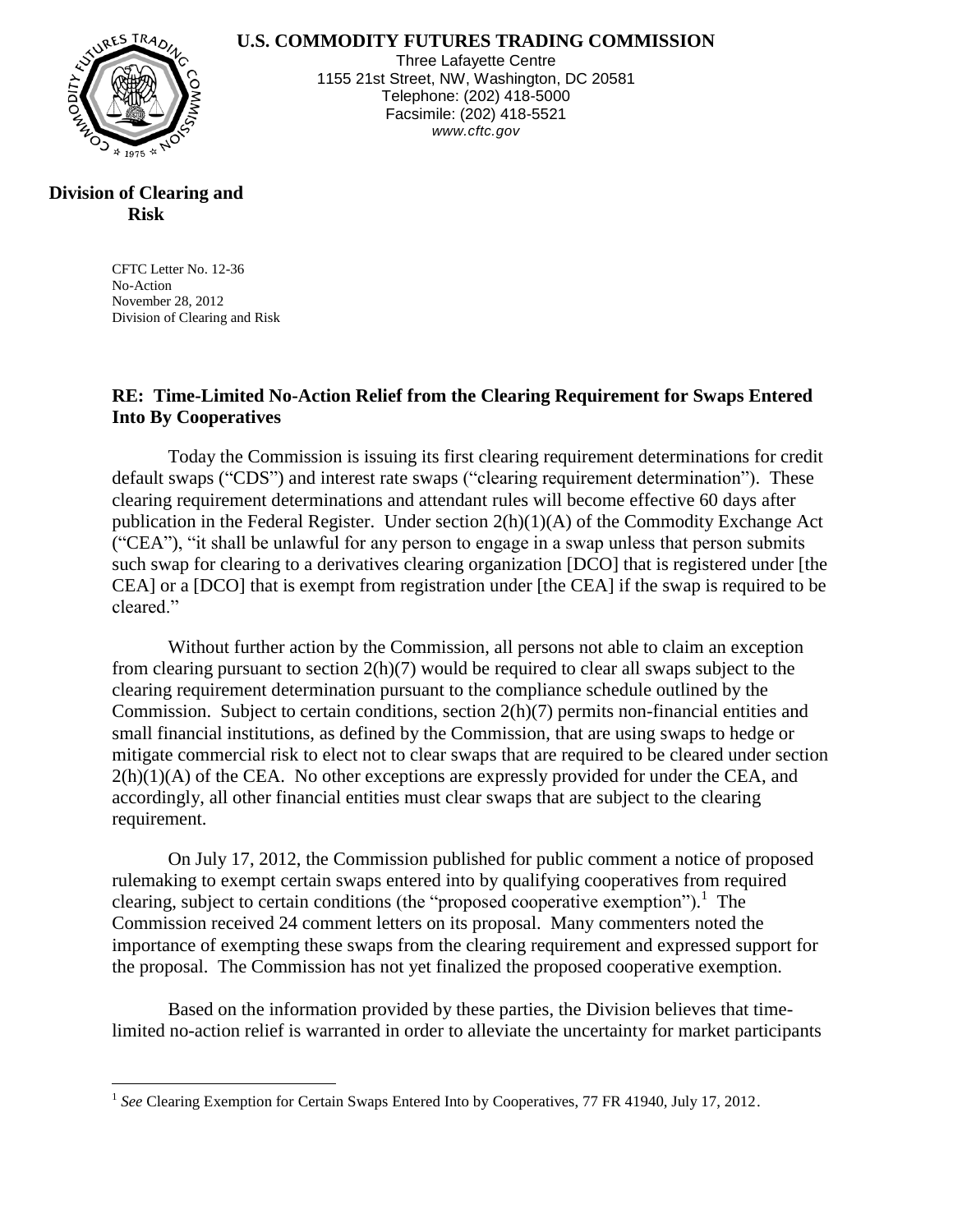**U.S. COMMODITY FUTURES TRADING COMMISSION**

Three Lafayette Centre
1155 21st Street, NW, Washington, DC 20581
Telephone: (202) 418-5000
Facsimile: (202) 418-5521
*www.cftc.gov*

**Division of Clearing and Risk**

CFTC Letter No. 12-36
No-Action
November 28, 2012
Division of Clearing and Risk

**RE: Time-Limited No-Action Relief from the Clearing Requirement for Swaps Entered Into By Cooperatives**

Today the Commission is issuing its first clearing requirement determinations for credit default swaps ("CDS") and interest rate swaps ("clearing requirement determination"). These clearing requirement determinations and attendant rules will become effective 60 days after publication in the Federal Register. Under section 2(h)(1)(A) of the Commodity Exchange Act ("CEA"), "it shall be unlawful for any person to engage in a swap unless that person submits such swap for clearing to a derivatives clearing organization [DCO] that is registered under [the CEA] or a [DCO] that is exempt from registration under [the CEA] if the swap is required to be cleared."

Without further action by the Commission, all persons not able to claim an exception from clearing pursuant to section 2(h)(7) would be required to clear all swaps subject to the clearing requirement determination pursuant to the compliance schedule outlined by the Commission. Subject to certain conditions, section 2(h)(7) permits non-financial entities and small financial institutions, as defined by the Commission, that are using swaps to hedge or mitigate commercial risk to elect not to clear swaps that are required to be cleared under section 2(h)(1)(A) of the CEA. No other exceptions are expressly provided for under the CEA, and accordingly, all other financial entities must clear swaps that are subject to the clearing requirement.

On July 17, 2012, the Commission published for public comment a notice of proposed rulemaking to exempt certain swaps entered into by qualifying cooperatives from required clearing, subject to certain conditions (the "proposed cooperative exemption").[1] The Commission received 24 comment letters on its proposal. Many commenters noted the importance of exempting these swaps from the clearing requirement and expressed support for the proposal. The Commission has not yet finalized the proposed cooperative exemption.

Based on the information provided by these parties, the Division believes that time-limited no-action relief is warranted in order to alleviate the uncertainty for market participants

[1] *See* Clearing Exemption for Certain Swaps Entered Into by Cooperatives, 77 FR 41940, July 17, 2012.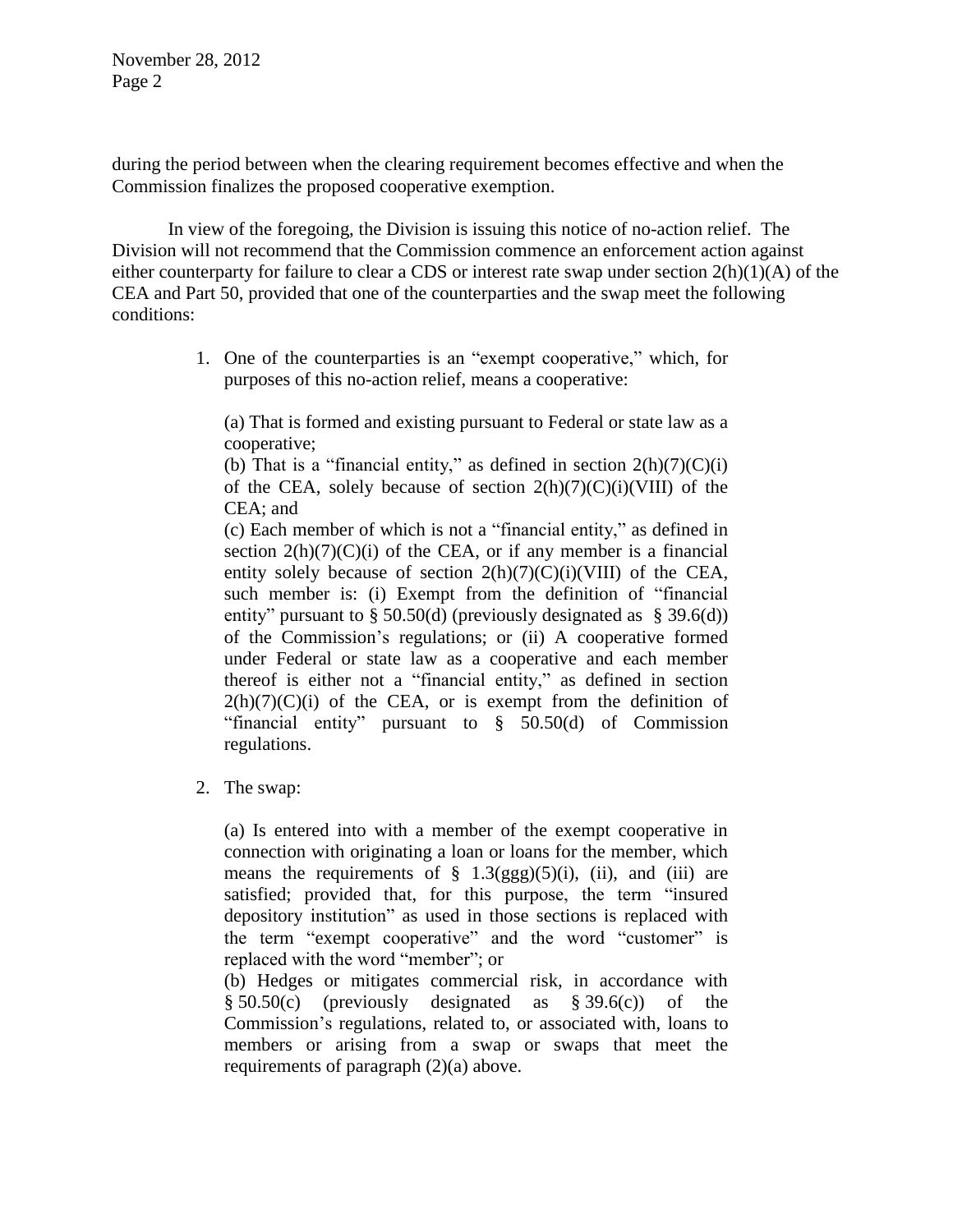during the period between when the clearing requirement becomes effective and when the Commission finalizes the proposed cooperative exemption.

In view of the foregoing, the Division is issuing this notice of no-action relief. The Division will not recommend that the Commission commence an enforcement action against either counterparty for failure to clear a CDS or interest rate swap under section 2(h)(1)(A) of the CEA and Part 50, provided that one of the counterparties and the swap meet the following conditions:

1. One of the counterparties is an "exempt cooperative," which, for purposes of this no-action relief, means a cooperative:

   (a) That is formed and existing pursuant to Federal or state law as a cooperative;
   (b) That is a "financial entity," as defined in section 2(h)(7)(C)(i) of the CEA, solely because of section 2(h)(7)(C)(i)(VIII) of the CEA; and
   (c) Each member of which is not a "financial entity," as defined in section 2(h)(7)(C)(i) of the CEA, or if any member is a financial entity solely because of section 2(h)(7)(C)(i)(VIII) of the CEA, such member is: (i) Exempt from the definition of "financial entity" pursuant to § 50.50(d) (previously designated as § 39.6(d)) of the Commission's regulations; or (ii) A cooperative formed under Federal or state law as a cooperative and each member thereof is either not a "financial entity," as defined in section 2(h)(7)(C)(i) of the CEA, or is exempt from the definition of "financial entity" pursuant to § 50.50(d) of Commission regulations.

2. The swap:

   (a) Is entered into with a member of the exempt cooperative in connection with originating a loan or loans for the member, which means the requirements of § 1.3(ggg)(5)(i), (ii), and (iii) are satisfied; provided that, for this purpose, the term "insured depository institution" as used in those sections is replaced with the term "exempt cooperative" and the word "customer" is replaced with the word "member"; or
   (b) Hedges or mitigates commercial risk, in accordance with § 50.50(c) (previously designated as § 39.6(c)) of the Commission's regulations, related to, or associated with, loans to members or arising from a swap or swaps that meet the requirements of paragraph (2)(a) above.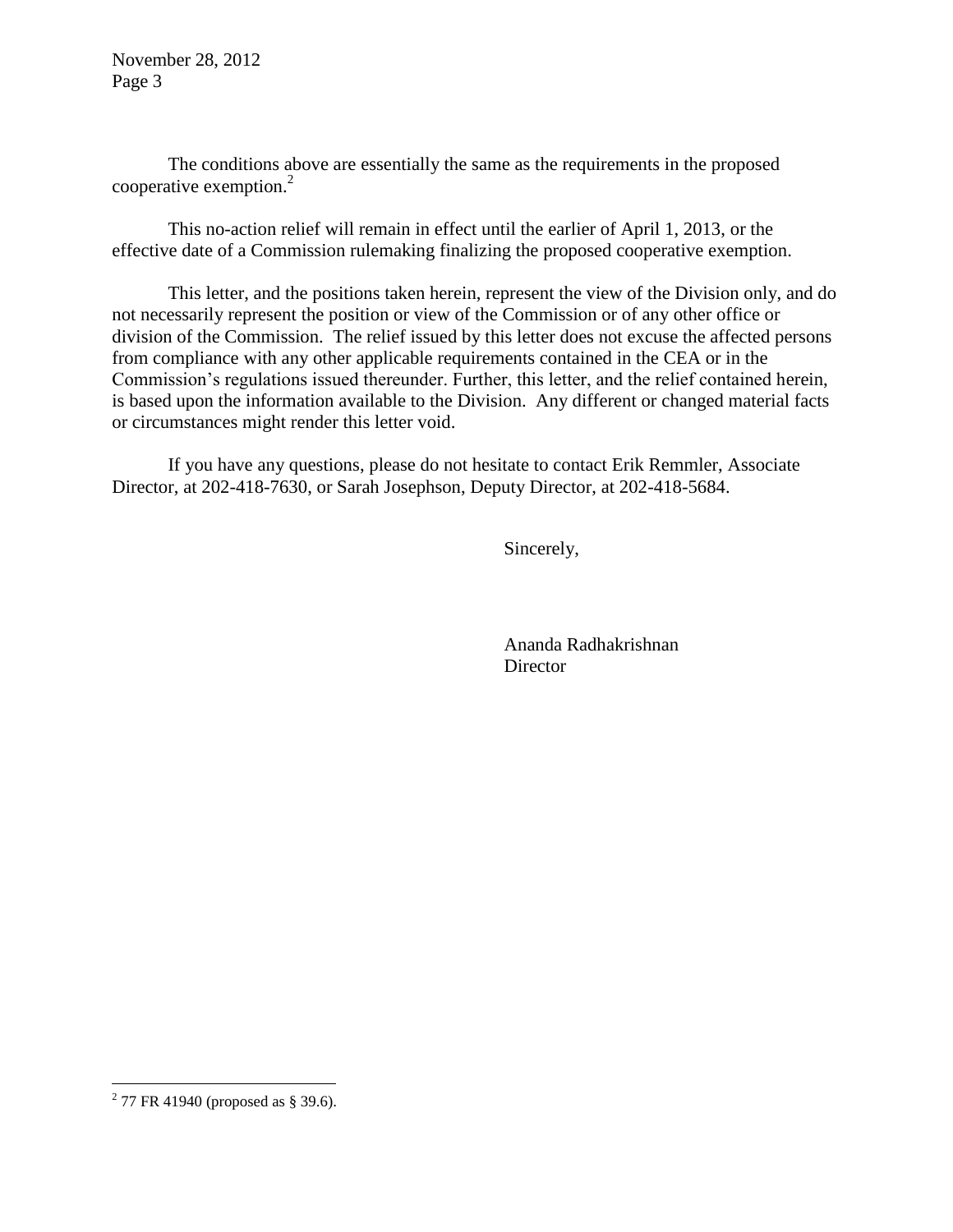The conditions above are essentially the same as the requirements in the proposed cooperative exemption.[2]

This no-action relief will remain in effect until the earlier of April 1, 2013, or the effective date of a Commission rulemaking finalizing the proposed cooperative exemption.

This letter, and the positions taken herein, represent the view of the Division only, and do not necessarily represent the position or view of the Commission or of any other office or division of the Commission. The relief issued by this letter does not excuse the affected persons from compliance with any other applicable requirements contained in the CEA or in the Commission's regulations issued thereunder. Further, this letter, and the relief contained herein, is based upon the information available to the Division. Any different or changed material facts or circumstances might render this letter void.

If you have any questions, please do not hesitate to contact Erik Remmler, Associate Director, at 202-418-7630, or Sarah Josephson, Deputy Director, at 202-418-5684.

Sincerely,

Ananda Radhakrishnan
Director

---

[2] 77 FR 41940 (proposed as § 39.6).